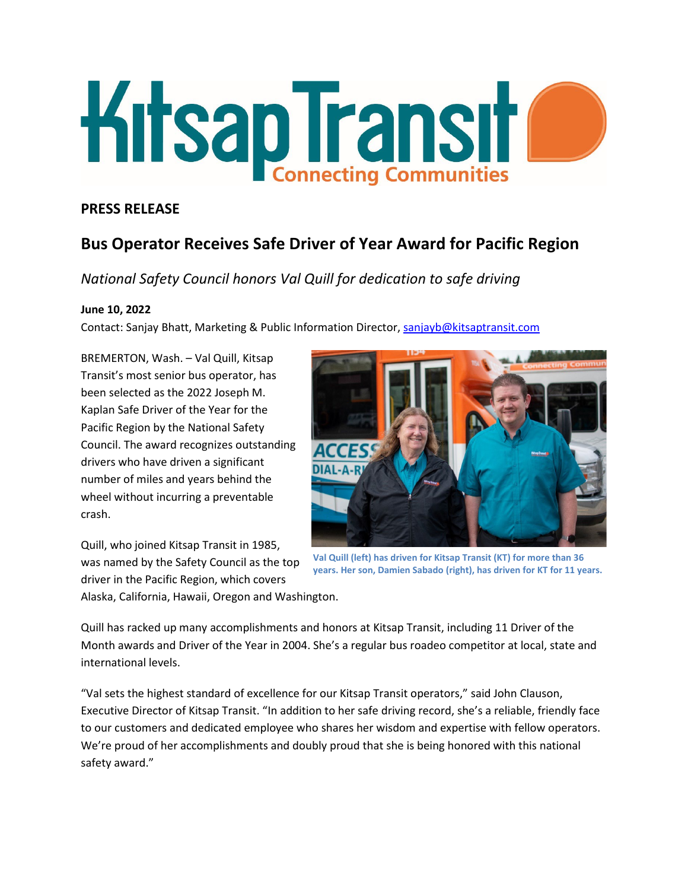# Kitsap Transit

Connecting Communities

**PRESS RELEASE**

## Bus Operator Receives Safe Driver of Year Award for Pacific Region

*National Safety Council honors Val Quill for dedication to safe driving*

**June 10, 2022**

Contact: Sanjay Bhatt, Marketing & Public Information Director, sanjayb@kitsaptransit.com

BREMERTON, Wash. – Val Quill, Kitsap Transit's most senior bus operator, has been selected as the 2022 Joseph M. Kaplan Safe Driver of the Year for the Pacific Region by the National Safety Council. The award recognizes outstanding drivers who have driven a significant number of miles and years behind the wheel without incurring a preventable crash.

Quill, who joined Kitsap Transit in 1985, was named by the Safety Council as the top driver in the Pacific Region, which covers Alaska, California, Hawaii, Oregon and Washington.

**Val Quill (left) has driven for Kitsap Transit (KT) for more than 36 years. Her son, Damien Sabado (right), has driven for KT for 11 years.**

Quill has racked up many accomplishments and honors at Kitsap Transit, including 11 Driver of the Month awards and Driver of the Year in 2004. She's a regular bus roadeo competitor at local, state and international levels.

"Val sets the highest standard of excellence for our Kitsap Transit operators," said John Clauson, Executive Director of Kitsap Transit. "In addition to her safe driving record, she's a reliable, friendly face to our customers and dedicated employee who shares her wisdom and expertise with fellow operators. We're proud of her accomplishments and doubly proud that she is being honored with this national safety award."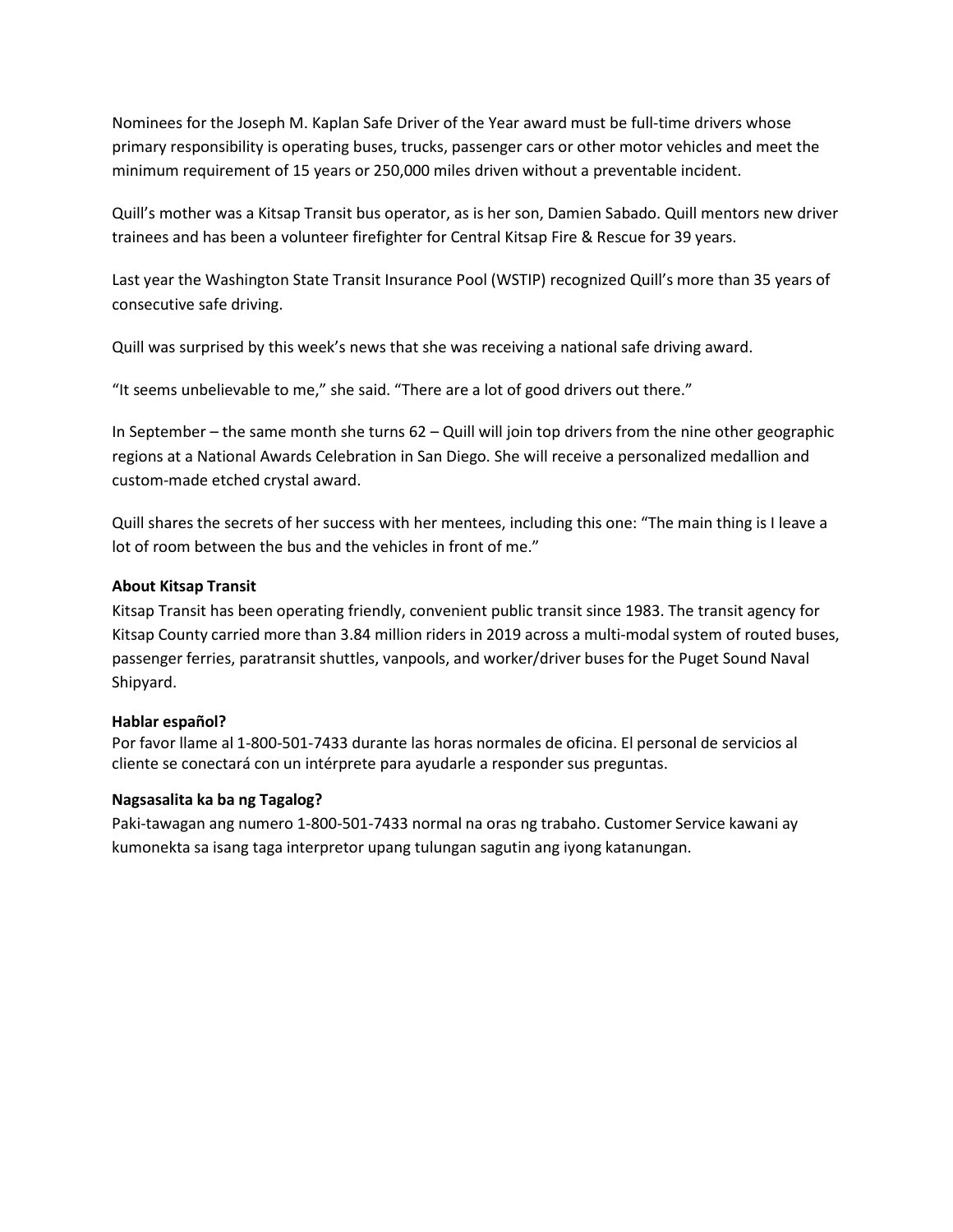Nominees for the Joseph M. Kaplan Safe Driver of the Year award must be full-time drivers whose primary responsibility is operating buses, trucks, passenger cars or other motor vehicles and meet the minimum requirement of 15 years or 250,000 miles driven without a preventable incident.

Quill's mother was a Kitsap Transit bus operator, as is her son, Damien Sabado. Quill mentors new driver trainees and has been a volunteer firefighter for Central Kitsap Fire & Rescue for 39 years.

Last year the Washington State Transit Insurance Pool (WSTIP) recognized Quill's more than 35 years of consecutive safe driving.

Quill was surprised by this week's news that she was receiving a national safe driving award.

"It seems unbelievable to me," she said. "There are a lot of good drivers out there."

In September – the same month she turns 62 – Quill will join top drivers from the nine other geographic regions at a National Awards Celebration in San Diego. She will receive a personalized medallion and custom-made etched crystal award.

Quill shares the secrets of her success with her mentees, including this one: "The main thing is I leave a lot of room between the bus and the vehicles in front of me."

**About Kitsap Transit**

Kitsap Transit has been operating friendly, convenient public transit since 1983. The transit agency for Kitsap County carried more than 3.84 million riders in 2019 across a multi-modal system of routed buses, passenger ferries, paratransit shuttles, vanpools, and worker/driver buses for the Puget Sound Naval Shipyard.

**Hablar español?**

Por favor llame al 1-800-501-7433 durante las horas normales de oficina. El personal de servicios al cliente se conectará con un intérprete para ayudarle a responder sus preguntas.

**Nagsasalita ka ba ng Tagalog?**

Paki-tawagan ang numero 1-800-501-7433 normal na oras ng trabaho. Customer Service kawani ay kumonekta sa isang taga interpretor upang tulungan sagutin ang iyong katanungan.